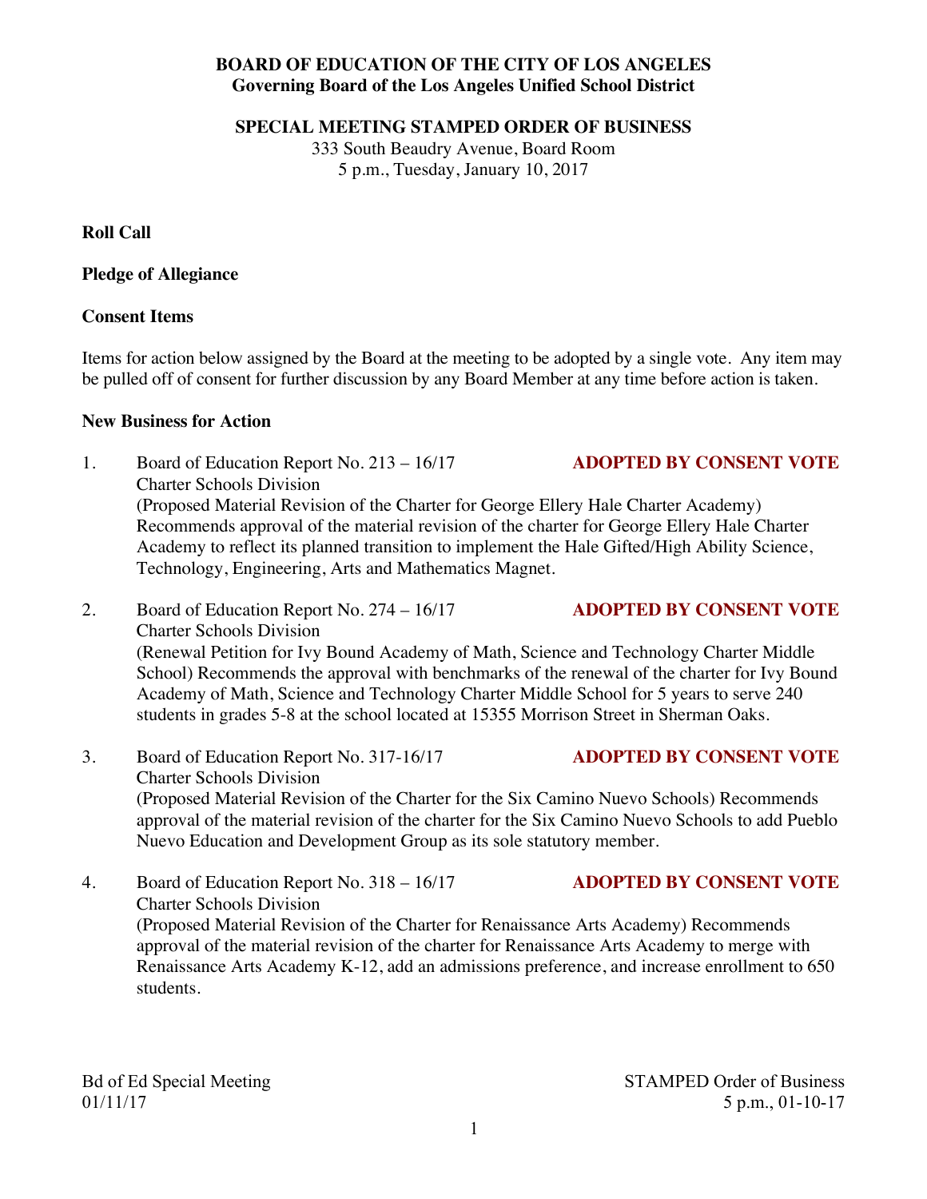**BOARD OF EDUCATION OF THE CITY OF LOS ANGELES**
**Governing Board of the Los Angeles Unified School District**

**SPECIAL MEETING STAMPED ORDER OF BUSINESS**
333 South Beaudry Avenue, Board Room
5 p.m., Tuesday, January 10, 2017

**Roll Call**

**Pledge of Allegiance**

**Consent Items**

Items for action below assigned by the Board at the meeting to be adopted by a single vote. Any item may be pulled off of consent for further discussion by any Board Member at any time before action is taken.

**New Business for Action**

1. Board of Education Report No. 213 – 16/17 **ADOPTED BY CONSENT VOTE**
   Charter Schools Division
   (Proposed Material Revision of the Charter for George Ellery Hale Charter Academy) Recommends approval of the material revision of the charter for George Ellery Hale Charter Academy to reflect its planned transition to implement the Hale Gifted/High Ability Science, Technology, Engineering, Arts and Mathematics Magnet.

2. Board of Education Report No. 274 – 16/17 **ADOPTED BY CONSENT VOTE**
   Charter Schools Division
   (Renewal Petition for Ivy Bound Academy of Math, Science and Technology Charter Middle School) Recommends the approval with benchmarks of the renewal of the charter for Ivy Bound Academy of Math, Science and Technology Charter Middle School for 5 years to serve 240 students in grades 5-8 at the school located at 15355 Morrison Street in Sherman Oaks.

3. Board of Education Report No. 317-16/17 **ADOPTED BY CONSENT VOTE**
   Charter Schools Division
   (Proposed Material Revision of the Charter for the Six Camino Nuevo Schools) Recommends approval of the material revision of the charter for the Six Camino Nuevo Schools to add Pueblo Nuevo Education and Development Group as its sole statutory member.

4. Board of Education Report No. 318 – 16/17 **ADOPTED BY CONSENT VOTE**
   Charter Schools Division
   (Proposed Material Revision of the Charter for Renaissance Arts Academy) Recommends approval of the material revision of the charter for Renaissance Arts Academy to merge with Renaissance Arts Academy K-12, add an admissions preference, and increase enrollment to 650 students.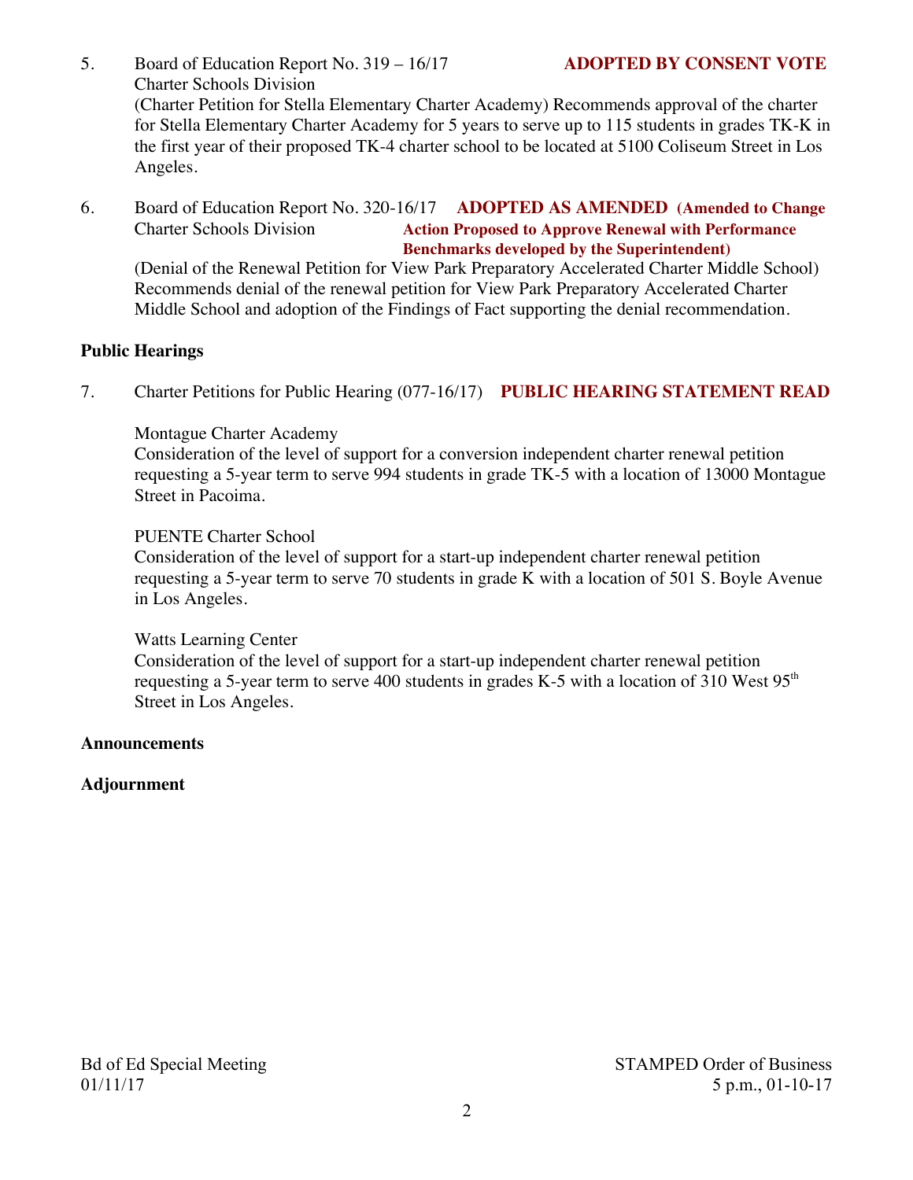5. Board of Education Report No. 319 – 16/17 **ADOPTED BY CONSENT VOTE**
   Charter Schools Division
   (Charter Petition for Stella Elementary Charter Academy) Recommends approval of the charter for Stella Elementary Charter Academy for 5 years to serve up to 115 students in grades TK-K in the first year of their proposed TK-4 charter school to be located at 5100 Coliseum Street in Los Angeles.

6. Board of Education Report No. 320-16/17 **ADOPTED AS AMENDED (Amended to Change Action Proposed to Approve Renewal with Performance Benchmarks developed by the Superintendent)**
   Charter Schools Division
   (Denial of the Renewal Petition for View Park Preparatory Accelerated Charter Middle School) Recommends denial of the renewal petition for View Park Preparatory Accelerated Charter Middle School and adoption of the Findings of Fact supporting the denial recommendation.

**Public Hearings**

7. Charter Petitions for Public Hearing (077-16/17) **PUBLIC HEARING STATEMENT READ**

   Montague Charter Academy
   Consideration of the level of support for a conversion independent charter renewal petition requesting a 5-year term to serve 994 students in grade TK-5 with a location of 13000 Montague Street in Pacoima.

   PUENTE Charter School
   Consideration of the level of support for a start-up independent charter renewal petition requesting a 5-year term to serve 70 students in grade K with a location of 501 S. Boyle Avenue in Los Angeles.

   Watts Learning Center
   Consideration of the level of support for a start-up independent charter renewal petition requesting a 5-year term to serve 400 students in grades K-5 with a location of 310 West 95th Street in Los Angeles.

**Announcements**

**Adjournment**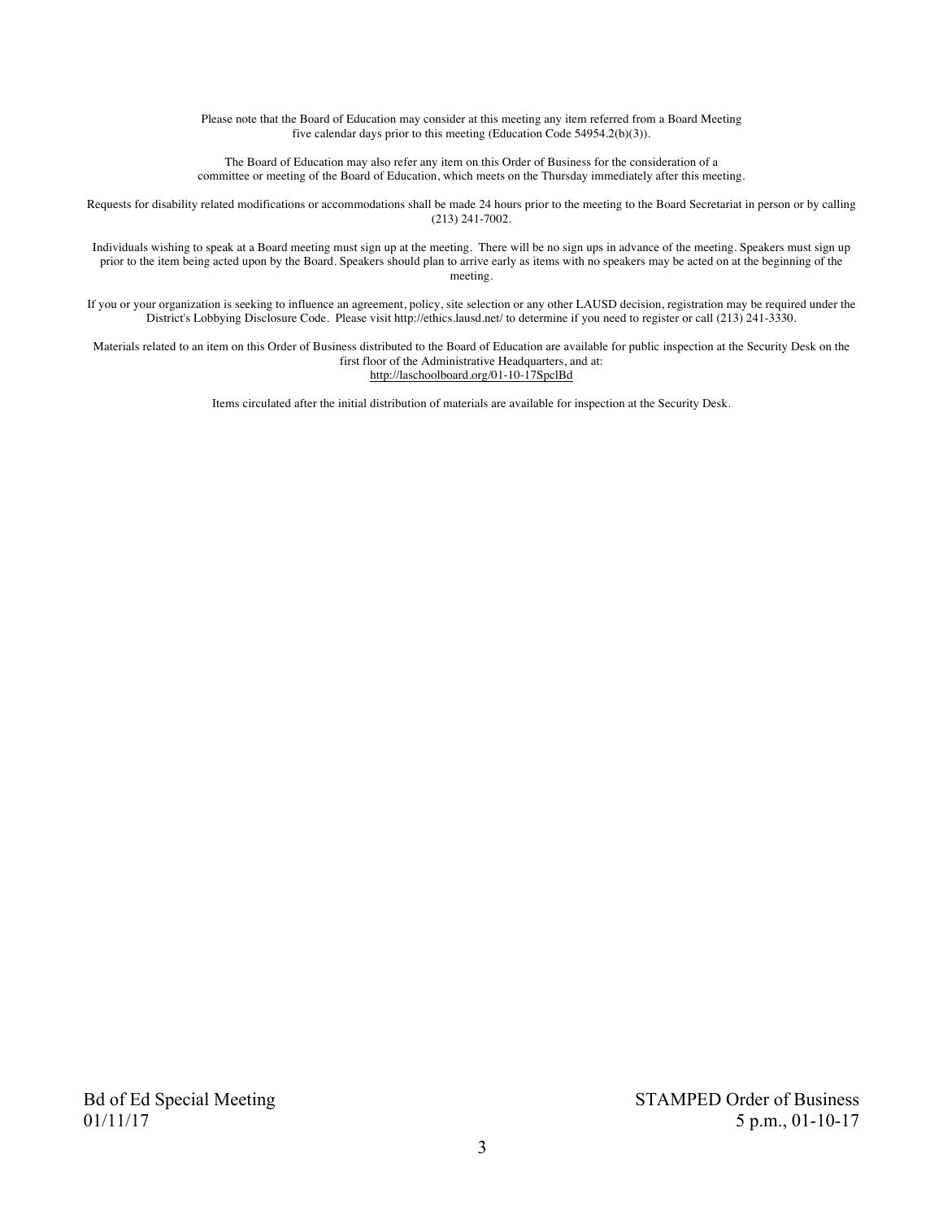Please note that the Board of Education may consider at this meeting any item referred from a Board Meeting five calendar days prior to this meeting (Education Code 54954.2(b)(3)).

The Board of Education may also refer any item on this Order of Business for the consideration of a committee or meeting of the Board of Education, which meets on the Thursday immediately after this meeting.

Requests for disability related modifications or accommodations shall be made 24 hours prior to the meeting to the Board Secretariat in person or by calling (213) 241-7002.

Individuals wishing to speak at a Board meeting must sign up at the meeting. There will be no sign ups in advance of the meeting. Speakers must sign up prior to the item being acted upon by the Board. Speakers should plan to arrive early as items with no speakers may be acted on at the beginning of the meeting.

If you or your organization is seeking to influence an agreement, policy, site selection or any other LAUSD decision, registration may be required under the District's Lobbying Disclosure Code. Please visit http://ethics.lausd.net/ to determine if you need to register or call (213) 241-3330.

Materials related to an item on this Order of Business distributed to the Board of Education are available for public inspection at the Security Desk on the first floor of the Administrative Headquarters, and at:
http://laschoolboard.org/01-10-17SpclBd

Items circulated after the initial distribution of materials are available for inspection at the Security Desk.